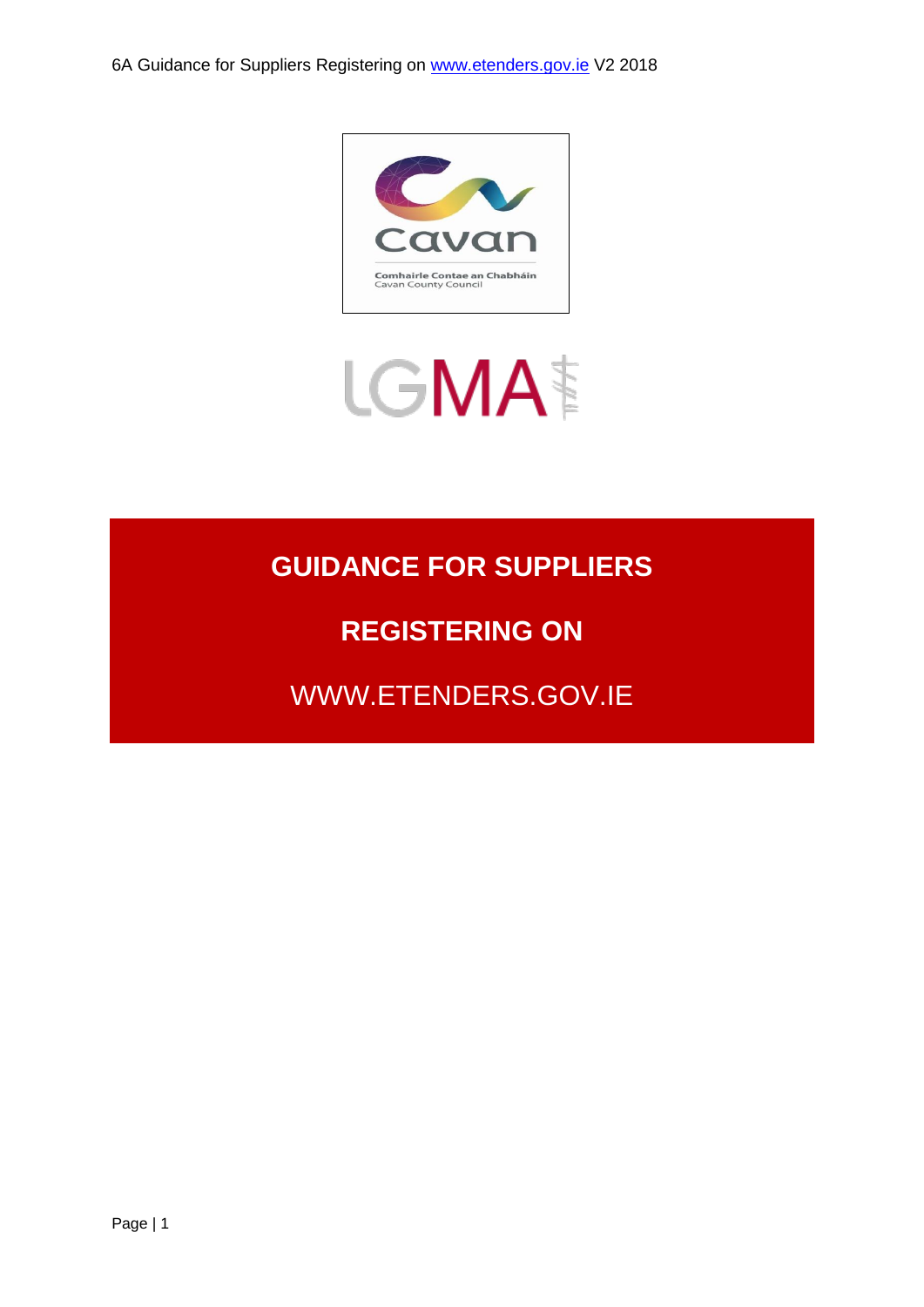# GUIDANCE FOR SUPPLIERS

# REGISTERING ON

WWW.ETENDERS.GOV.IE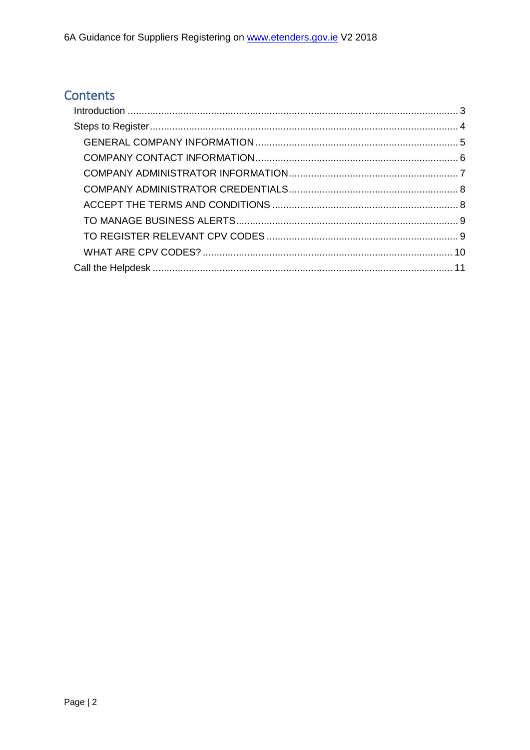## Contents

- Introduction ........ 3
- Steps to Register ........ 4
  - GENERAL COMPANY INFORMATION ........ 5
  - COMPANY CONTACT INFORMATION ........ 6
  - COMPANY ADMINISTRATOR INFORMATION ........ 7
  - COMPANY ADMINISTRATOR CREDENTIALS ........ 8
  - ACCEPT THE TERMS AND CONDITIONS ........ 8
  - TO MANAGE BUSINESS ALERTS ........ 9
  - TO REGISTER RELEVANT CPV CODES ........ 9
  - WHAT ARE CPV CODES? ........ 10
- Call the Helpdesk ........ 11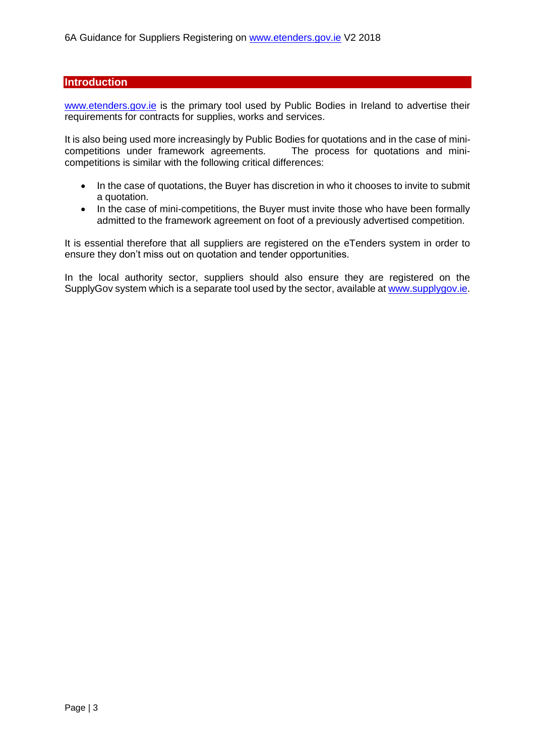## Introduction

www.etenders.gov.ie is the primary tool used by Public Bodies in Ireland to advertise their requirements for contracts for supplies, works and services.

It is also being used more increasingly by Public Bodies for quotations and in the case of mini-competitions under framework agreements. The process for quotations and mini-competitions is similar with the following critical differences:

- In the case of quotations, the Buyer has discretion in who it chooses to invite to submit a quotation.
- In the case of mini-competitions, the Buyer must invite those who have been formally admitted to the framework agreement on foot of a previously advertised competition.

It is essential therefore that all suppliers are registered on the eTenders system in order to ensure they don't miss out on quotation and tender opportunities.

In the local authority sector, suppliers should also ensure they are registered on the SupplyGov system which is a separate tool used by the sector, available at www.supplygov.ie.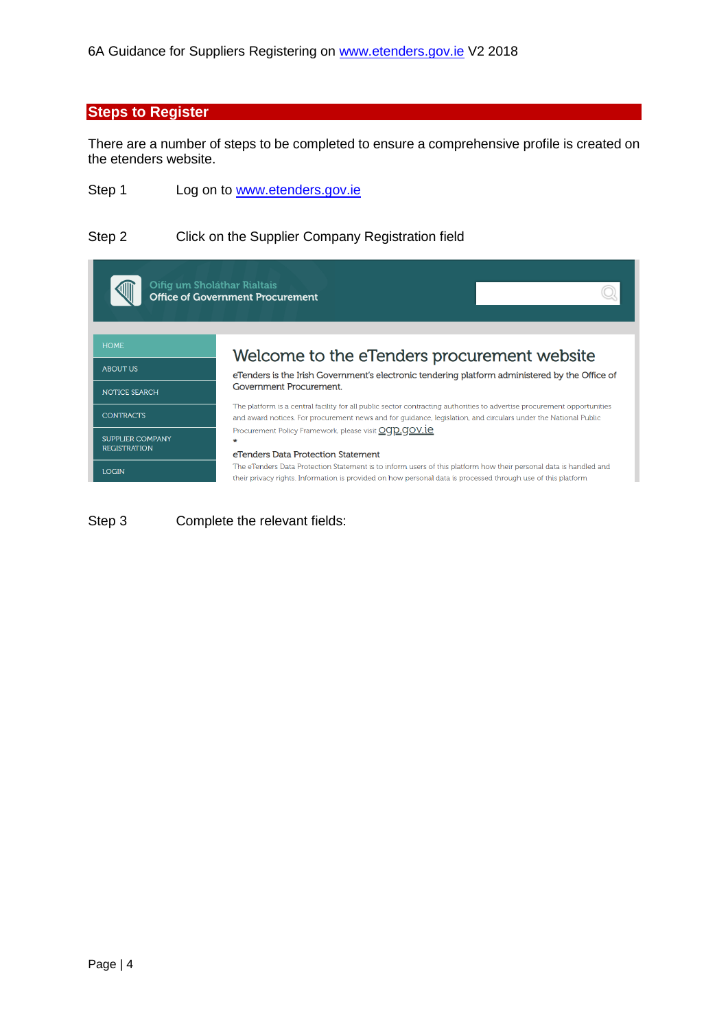## Steps to Register

There are a number of steps to be completed to ensure a comprehensive profile is created on the etenders website.

Step 1 Log on to www.etenders.gov.ie

Step 2 Click on the Supplier Company Registration field

Step 3 Complete the relevant fields: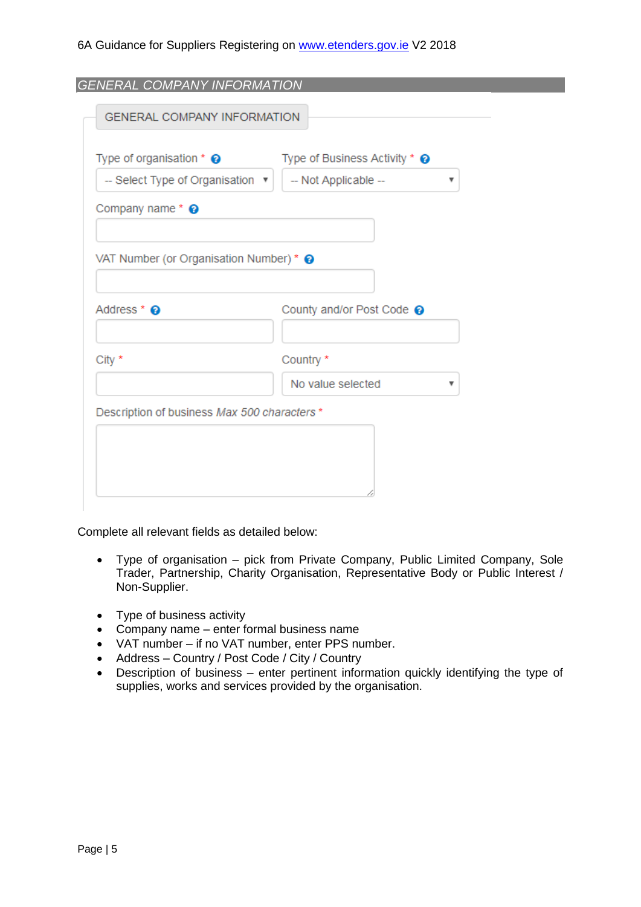## GENERAL COMPANY INFORMATION

GENERAL COMPANY INFORMATION

Type of organisation * 

-- Select Type of Organisation

Type of Business Activity * 

-- Not Applicable --

Company name * 

VAT Number (or Organisation Number) * 

Address * 

County and/or Post Code 

City * 

Country * 

No value selected

Description of business *Max 500 characters* *

Complete all relevant fields as detailed below:

- Type of organisation – pick from Private Company, Public Limited Company, Sole Trader, Partnership, Charity Organisation, Representative Body or Public Interest / Non-Supplier.

- Type of business activity
- Company name – enter formal business name
- VAT number – if no VAT number, enter PPS number.
- Address – Country / Post Code / City / Country
- Description of business – enter pertinent information quickly identifying the type of supplies, works and services provided by the organisation.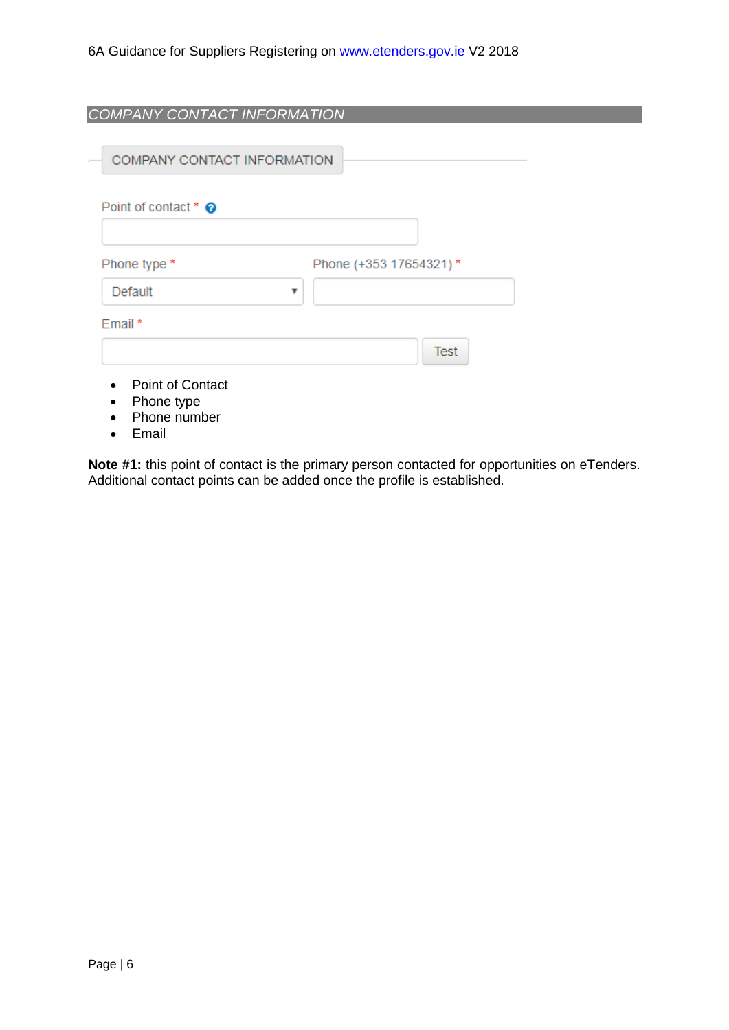## *COMPANY CONTACT INFORMATION*

COMPANY CONTACT INFORMATION

Point of contact *

Phone type * | Phone (+353 17654321) *

Default

Email *

Test

- Point of Contact
- Phone type
- Phone number
- Email

**Note #1:** this point of contact is the primary person contacted for opportunities on eTenders. Additional contact points can be added once the profile is established.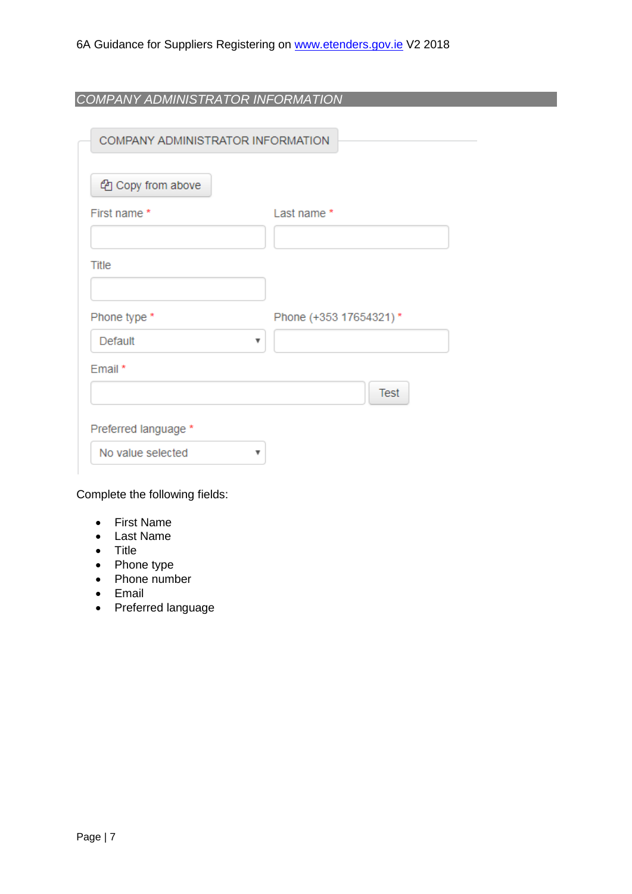## *COMPANY ADMINISTRATOR INFORMATION*

COMPANY ADMINISTRATOR INFORMATION

Copy from above

First name *

Last name *

Title

Phone type *

Default

Phone (+353 17654321) *

Email *

Test

Preferred language *

No value selected

Complete the following fields:

- First Name
- Last Name
- Title
- Phone type
- Phone number
- Email
- Preferred language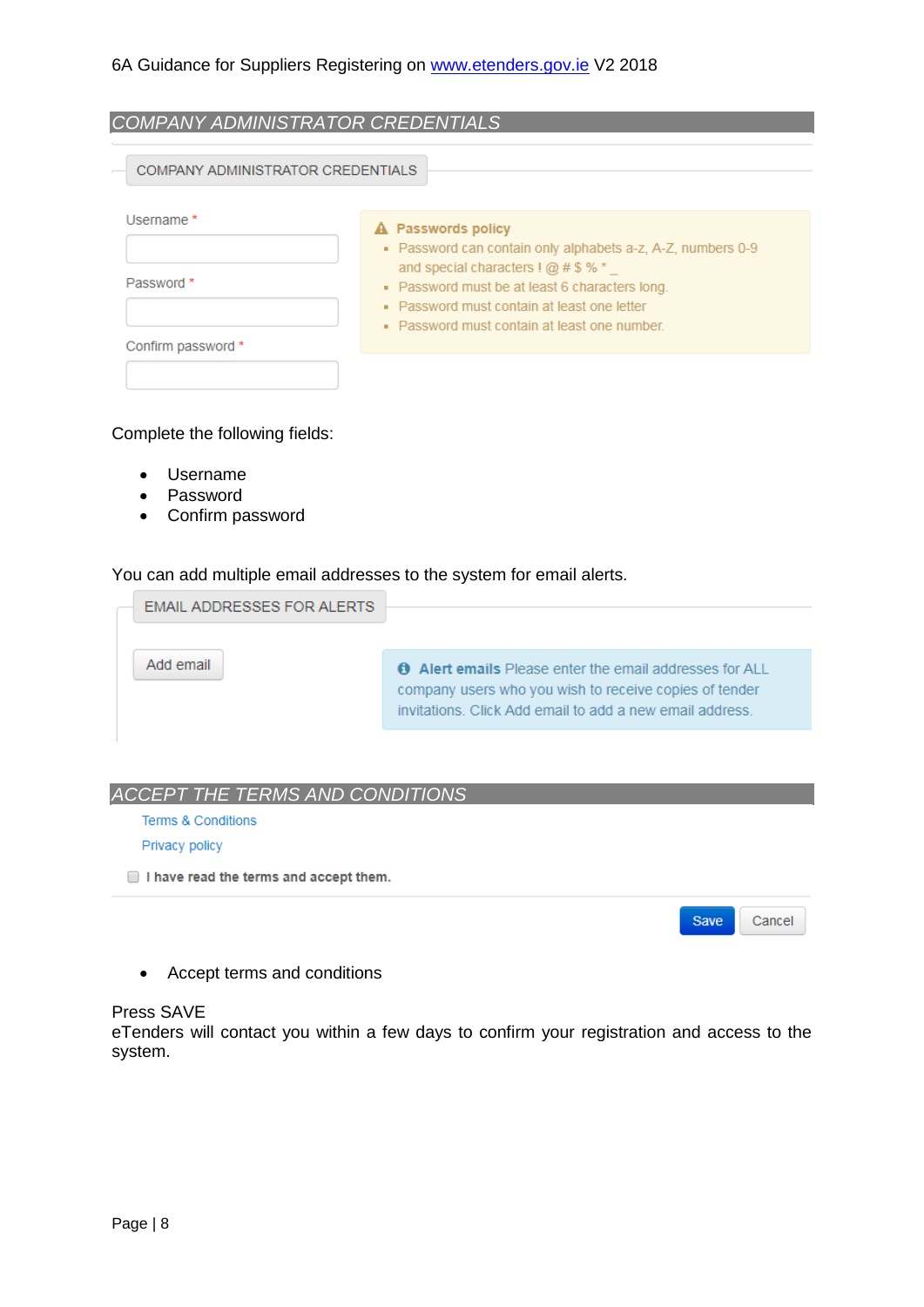## *COMPANY ADMINISTRATOR CREDENTIALS*

COMPANY ADMINISTRATOR CREDENTIALS

Username *

Password *

Confirm password *

**Passwords policy**

- Password can contain only alphabets a-z, A-Z, numbers 0-9 and special characters ! @ # $ % * _
- Password must be at least 6 characters long.
- Password must contain at least one letter
- Password must contain at least one number.

Complete the following fields:

- Username
- Password
- Confirm password

You can add multiple email addresses to the system for email alerts.

EMAIL ADDRESSES FOR ALERTS

Add email

**Alert emails** Please enter the email addresses for ALL company users who you wish to receive copies of tender invitations. Click Add email to add a new email address.

## *ACCEPT THE TERMS AND CONDITIONS*

Terms & Conditions

Privacy policy

☐ **I have read the terms and accept them.**

Save   Cancel

- Accept terms and conditions

Press SAVE

eTenders will contact you within a few days to confirm your registration and access to the system.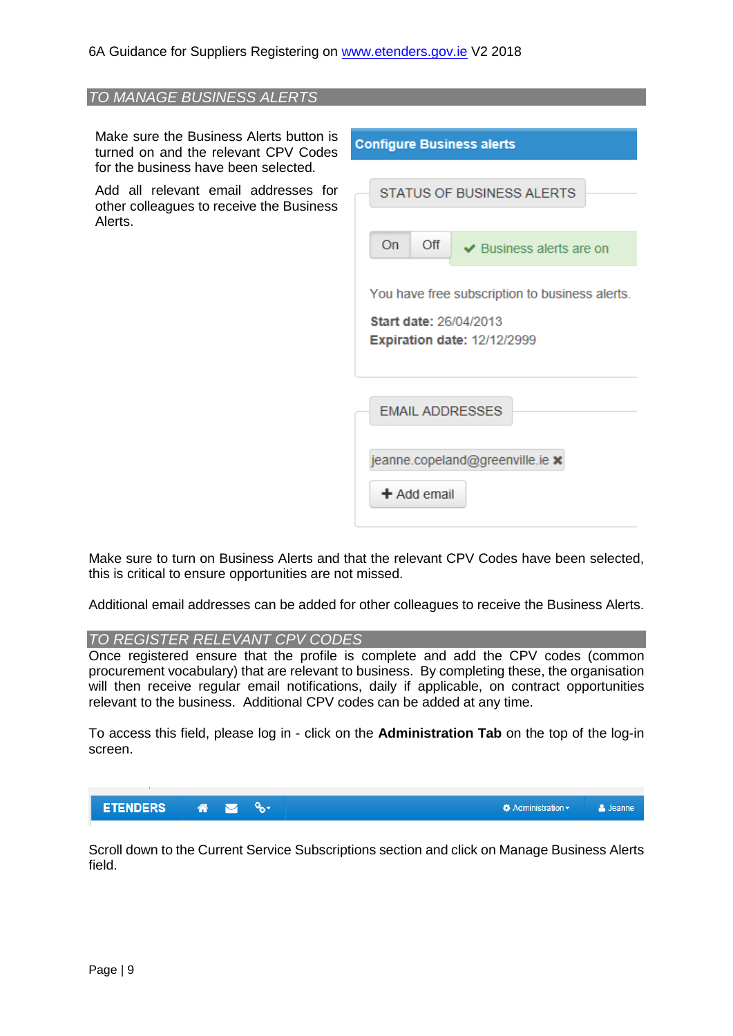## TO MANAGE BUSINESS ALERTS

Make sure the Business Alerts button is turned on and the relevant CPV Codes for the business have been selected.

Add all relevant email addresses for other colleagues to receive the Business Alerts.

**Configure Business alerts**

STATUS OF BUSINESS ALERTS

On Off ✔ Business alerts are on

You have free subscription to business alerts.

**Start date:** 26/04/2013
**Expiration date:** 12/12/2999

EMAIL ADDRESSES

jeanne.copeland@greenville.ie ✖

+ Add email

Make sure to turn on Business Alerts and that the relevant CPV Codes have been selected, this is critical to ensure opportunities are not missed.

Additional email addresses can be added for other colleagues to receive the Business Alerts.

## TO REGISTER RELEVANT CPV CODES

Once registered ensure that the profile is complete and add the CPV codes (common procurement vocabulary) that are relevant to business. By completing these, the organisation will then receive regular email notifications, daily if applicable, on contract opportunities relevant to the business. Additional CPV codes can be added at any time.

To access this field, please log in - click on the **Administration Tab** on the top of the log-in screen.

ETENDERS | Administration | Jeanne

Scroll down to the Current Service Subscriptions section and click on Manage Business Alerts field.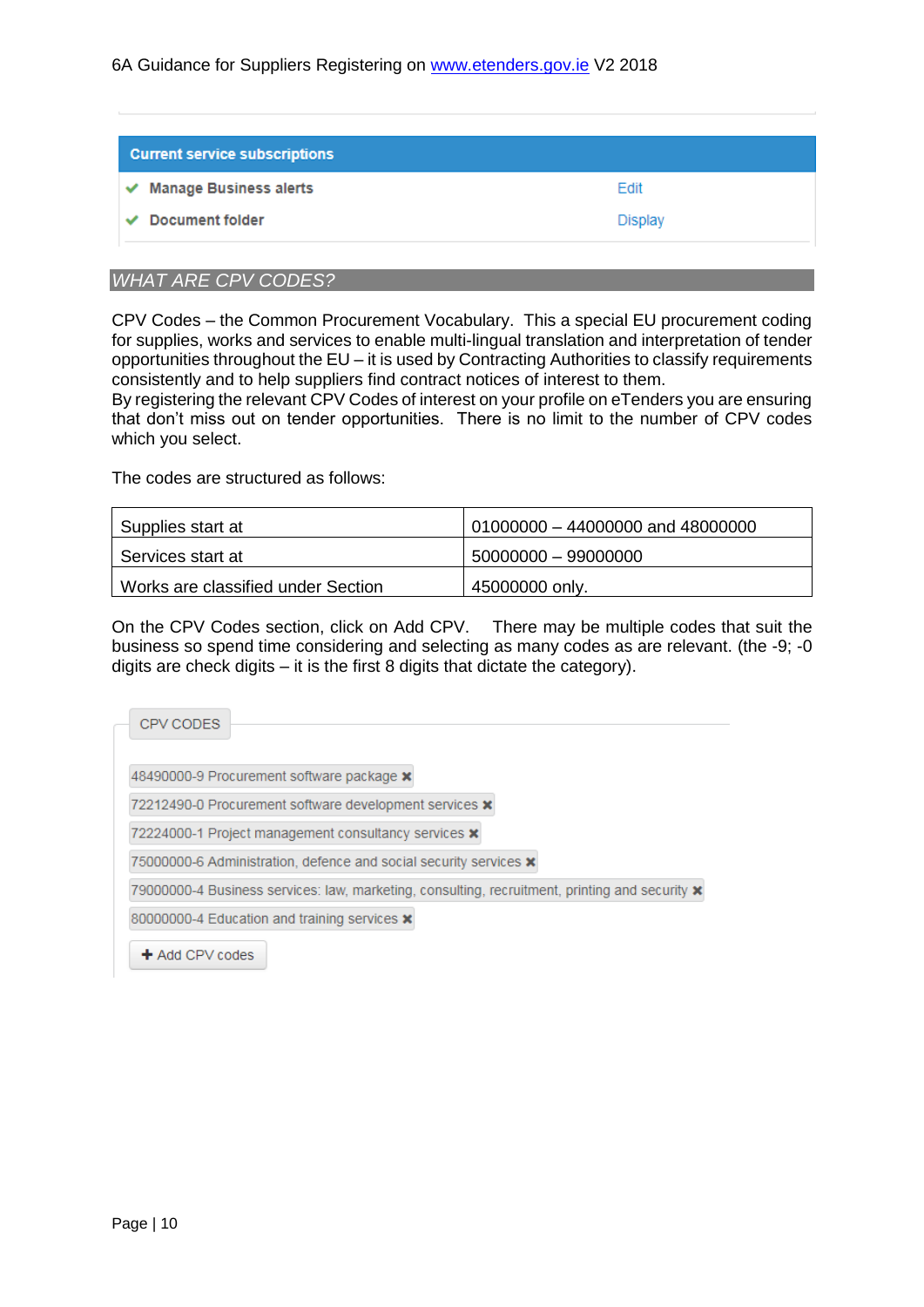| Current service subscriptions | |
|---|---|
| ✔ Manage Business alerts | Edit |
| ✔ Document folder | Display |

## *WHAT ARE CPV CODES?*

CPV Codes – the Common Procurement Vocabulary. This a special EU procurement coding for supplies, works and services to enable multi-lingual translation and interpretation of tender opportunities throughout the EU – it is used by Contracting Authorities to classify requirements consistently and to help suppliers find contract notices of interest to them.
By registering the relevant CPV Codes of interest on your profile on eTenders you are ensuring that don't miss out on tender opportunities. There is no limit to the number of CPV codes which you select.

The codes are structured as follows:

| | |
|---|---|
| Supplies start at | 01000000 – 44000000 and 48000000 |
| Services start at | 50000000 – 99000000 |
| Works are classified under Section | 45000000 only. |

On the CPV Codes section, click on Add CPV. There may be multiple codes that suit the business so spend time considering and selecting as many codes as are relevant. (the -9; -0 digits are check digits – it is the first 8 digits that dictate the category).

CPV CODES

- 48490000-9 Procurement software package ✖
- 72212490-0 Procurement software development services ✖
- 72224000-1 Project management consultancy services ✖
- 75000000-6 Administration, defence and social security services ✖
- 79000000-4 Business services: law, marketing, consulting, recruitment, printing and security ✖
- 80000000-4 Education and training services ✖

+ Add CPV codes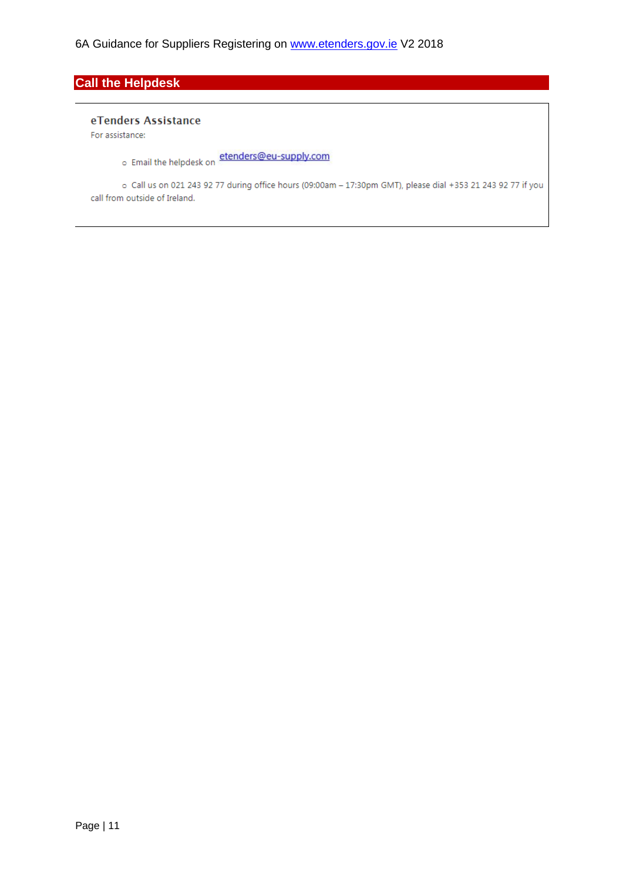## Call the Helpdesk

**eTenders Assistance**

For assistance:

- Email the helpdesk on etenders@eu-supply.com
- Call us on 021 243 92 77 during office hours (09:00am – 17:30pm GMT), please dial +353 21 243 92 77 if you call from outside of Ireland.